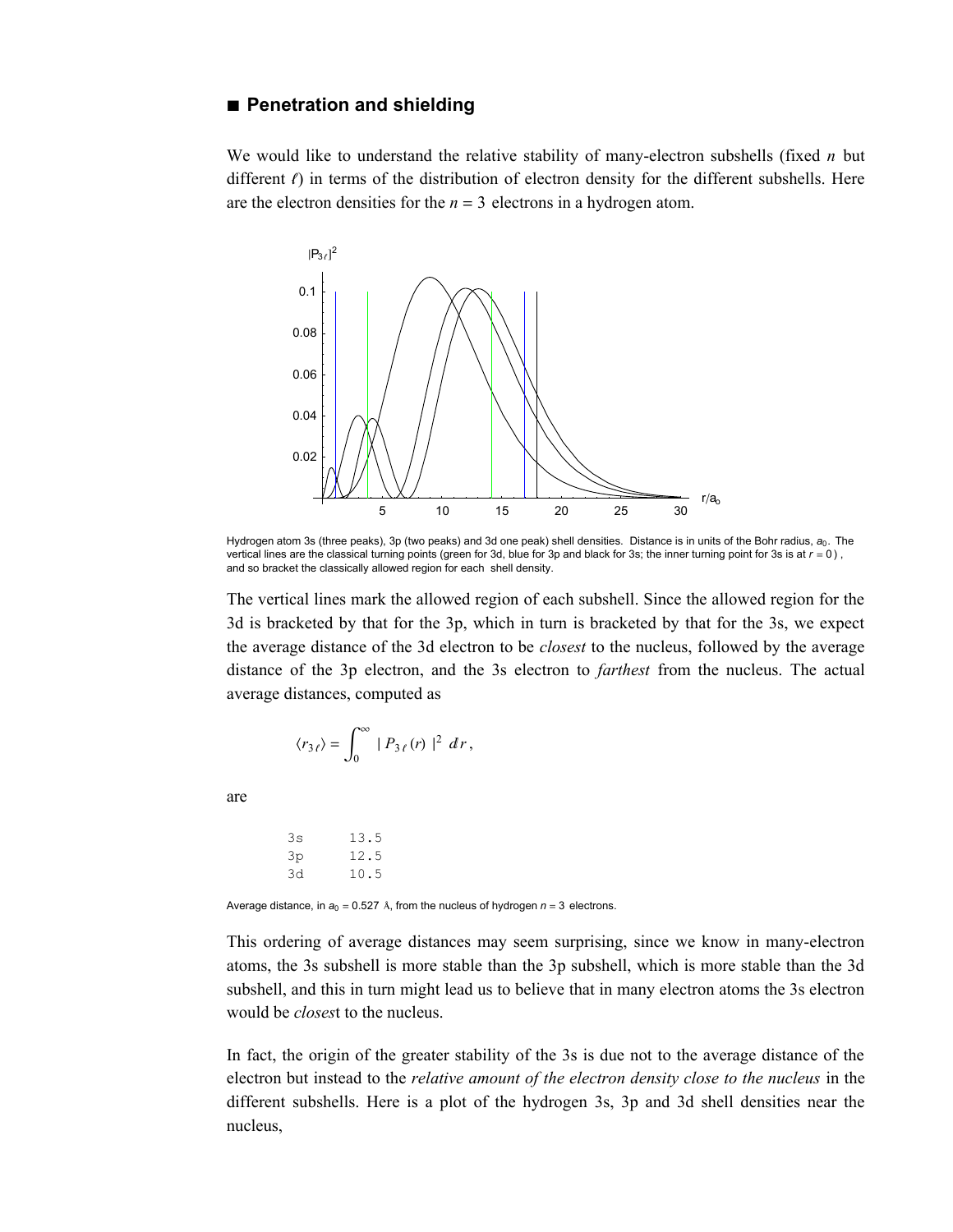## ■ Penetration and shielding

We would like to understand the relative stability of many-electron subshells (fixed $n$ but different $\ell$) in terms of the distribution of electron density for the different subshells. Here are the electron densities for the $n = 3$ electrons in a hydrogen atom.

Hydrogen atom 3s (three peaks), 3p (two peaks) and 3d one peak) shell densities. Distance is in units of the Bohr radius, $a_0$. The vertical lines are the classical turning points (green for 3d, blue for 3p and black for 3s; the inner turning point for 3s is at $r = 0$), and so bracket the classically allowed region for each shell density.

The vertical lines mark the allowed region of each subshell. Since the allowed region for the 3d is bracketed by that for the 3p, which in turn is bracketed by that for the 3s, we expect the average distance of the 3d electron to be *closest* to the nucleus, followed by the average distance of the 3p electron, and the 3s electron to *farthest* from the nucleus. The actual average distances, computed as

$$\langle r_{3\ell} \rangle = \int_0^\infty |P_{3\ell}(r)|^2 \, dr,$$

are

| | |
|---|---|
| 3s | 13.5 |
| 3p | 12.5 |
| 3d | 10.5 |

Average distance, in $a_0 = 0.527$ Å, from the nucleus of hydrogen $n = 3$ electrons.

This ordering of average distances may seem surprising, since we know in many-electron atoms, the 3s subshell is more stable than the 3p subshell, which is more stable than the 3d subshell, and this in turn might lead us to believe that in many electron atoms the 3s electron would be *closes*t to the nucleus.

In fact, the origin of the greater stability of the 3s is due not to the average distance of the electron but instead to the *relative amount of the electron density close to the nucleus* in the different subshells. Here is a plot of the hydrogen 3s, 3p and 3d shell densities near the nucleus,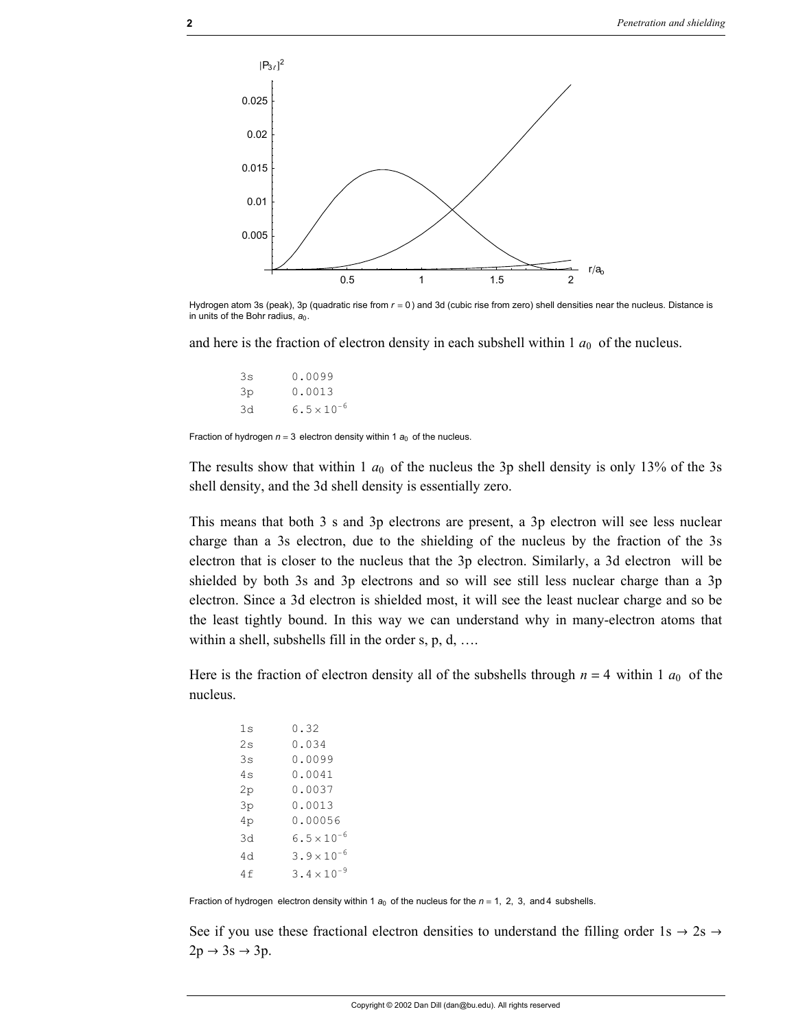$|P_{3\ell}|^2$

0.025

0.02

0.015

0.01

0.005

0.5

1

1.5

2

r/a₀

Hydrogen atom 3s (peak), 3p (quadratic rise from $r = 0$) and 3d (cubic rise from zero) shell densities near the nucleus. Distance is in units of the Bohr radius, $a_0$.

and here is the fraction of electron density in each subshell within 1 $a_0$ of the nucleus.

| | |
|---|---|
| 3s | 0.0099 |
| 3p | 0.0013 |
| 3d | $6.5 \times 10^{-6}$ |

Fraction of hydrogen $n = 3$ electron density within 1 $a_0$ of the nucleus.

The results show that within 1 $a_0$ of the nucleus the 3p shell density is only 13% of the 3s shell density, and the 3d shell density is essentially zero.

This means that both 3 s and 3p electrons are present, a 3p electron will see less nuclear charge than a 3s electron, due to the shielding of the nucleus by the fraction of the 3s electron that is closer to the nucleus that the 3p electron. Similarly, a 3d electron will be shielded by both 3s and 3p electrons and so will see still less nuclear charge than a 3p electron. Since a 3d electron is shielded most, it will see the least nuclear charge and so be the least tightly bound. In this way we can understand why in many-electron atoms that within a shell, subshells fill in the order s, p, d, ….

Here is the fraction of electron density all of the subshells through $n = 4$ within 1 $a_0$ of the nucleus.

| | |
|---|---|
| 1s | 0.32 |
| 2s | 0.034 |
| 3s | 0.0099 |
| 4s | 0.0041 |
| 2p | 0.0037 |
| 3p | 0.0013 |
| 4p | 0.00056 |
| 3d | $6.5 \times 10^{-6}$ |
| 4d | $3.9 \times 10^{-6}$ |
| 4f | $3.4 \times 10^{-9}$ |

Fraction of hydrogen electron density within 1 $a_0$ of the nucleus for the $n = 1, 2, 3,$ and $4$ subshells.

See if you use these fractional electron densities to understand the filling order 1s → 2s → 2p → 3s → 3p.